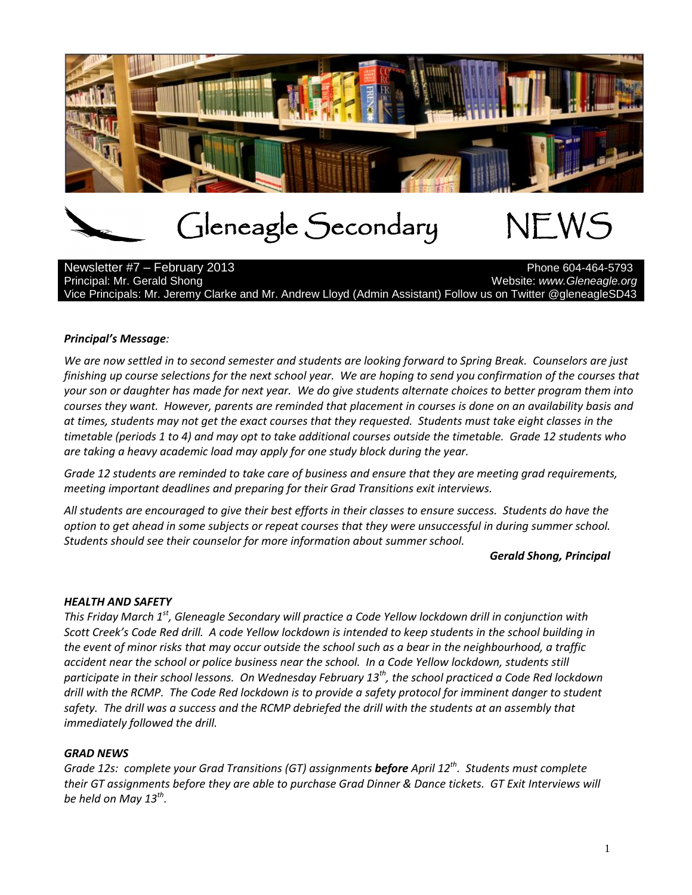# Gleneagle Secondary NEWS

Newsletter #7 – February 2013
Phone 604-464-5793
Principal: Mr. Gerald Shong
Website: *www.Gleneagle.org*
Vice Principals: Mr. Jeremy Clarke and Mr. Andrew Lloyd (Admin Assistant) Follow us on Twitter @gleneagleSD43

***Principal's Message:***

*We are now settled in to second semester and students are looking forward to Spring Break. Counselors are just finishing up course selections for the next school year. We are hoping to send you confirmation of the courses that your son or daughter has made for next year. We do give students alternate choices to better program them into courses they want. However, parents are reminded that placement in courses is done on an availability basis and at times, students may not get the exact courses that they requested. Students must take eight classes in the timetable (periods 1 to 4) and may opt to take additional courses outside the timetable. Grade 12 students who are taking a heavy academic load may apply for one study block during the year.*

*Grade 12 students are reminded to take care of business and ensure that they are meeting grad requirements, meeting important deadlines and preparing for their Grad Transitions exit interviews.*

*All students are encouraged to give their best efforts in their classes to ensure success. Students do have the option to get ahead in some subjects or repeat courses that they were unsuccessful in during summer school. Students should see their counselor for more information about summer school.*

***Gerald Shong, Principal***

***HEALTH AND SAFETY***

*This Friday March 1st, Gleneagle Secondary will practice a Code Yellow lockdown drill in conjunction with Scott Creek's Code Red drill. A code Yellow lockdown is intended to keep students in the school building in the event of minor risks that may occur outside the school such as a bear in the neighbourhood, a traffic accident near the school or police business near the school. In a Code Yellow lockdown, students still participate in their school lessons. On Wednesday February 13th, the school practiced a Code Red lockdown drill with the RCMP. The Code Red lockdown is to provide a safety protocol for imminent danger to student safety. The drill was a success and the RCMP debriefed the drill with the students at an assembly that immediately followed the drill.*

***GRAD NEWS***

*Grade 12s: complete your Grad Transitions (GT) assignments **before** April 12th. Students must complete their GT assignments before they are able to purchase Grad Dinner & Dance tickets. GT Exit Interviews will be held on May 13th.*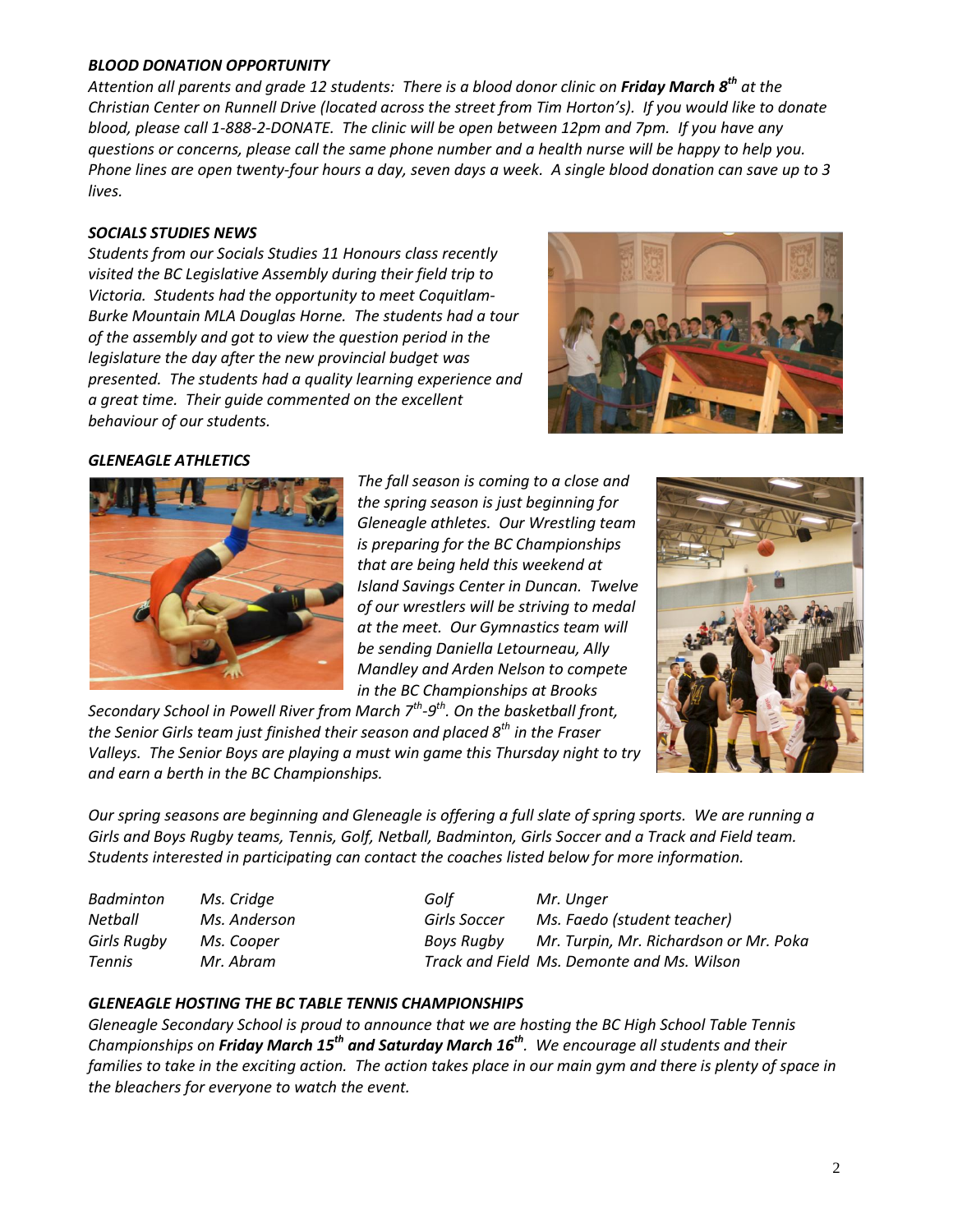### *BLOOD DONATION OPPORTUNITY*

*Attention all parents and grade 12 students: There is a blood donor clinic on **Friday March 8th** at the Christian Center on Runnell Drive (located across the street from Tim Horton's). If you would like to donate blood, please call 1-888-2-DONATE. The clinic will be open between 12pm and 7pm. If you have any questions or concerns, please call the same phone number and a health nurse will be happy to help you. Phone lines are open twenty-four hours a day, seven days a week. A single blood donation can save up to 3 lives.*

### *SOCIALS STUDIES NEWS*

*Students from our Socials Studies 11 Honours class recently visited the BC Legislative Assembly during their field trip to Victoria. Students had the opportunity to meet Coquitlam-Burke Mountain MLA Douglas Horne. The students had a tour of the assembly and got to view the question period in the legislature the day after the new provincial budget was presented. The students had a quality learning experience and a great time. Their guide commented on the excellent behaviour of our students.*

### *GLENEAGLE ATHLETICS*

*The fall season is coming to a close and the spring season is just beginning for Gleneagle athletes. Our Wrestling team is preparing for the BC Championships that are being held this weekend at Island Savings Center in Duncan. Twelve of our wrestlers will be striving to medal at the meet. Our Gymnastics team will be sending Daniella Letourneau, Ally Mandley and Arden Nelson to compete in the BC Championships at Brooks Secondary School in Powell River from March 7th-9th. On the basketball front, the Senior Girls team just finished their season and placed 8th in the Fraser Valleys. The Senior Boys are playing a must win game this Thursday night to try and earn a berth in the BC Championships.*

*Our spring seasons are beginning and Gleneagle is offering a full slate of spring sports. We are running a Girls and Boys Rugby teams, Tennis, Golf, Netball, Badminton, Girls Soccer and a Track and Field team. Students interested in participating can contact the coaches listed below for more information.*

| | | | |
|---|---|---|---|
| *Badminton* | *Ms. Cridge* | *Golf* | *Mr. Unger* |
| *Netball* | *Ms. Anderson* | *Girls Soccer* | *Ms. Faedo (student teacher)* |
| *Girls Rugby* | *Ms. Cooper* | *Boys Rugby* | *Mr. Turpin, Mr. Richardson or Mr. Poka* |
| *Tennis* | *Mr. Abram* | *Track and Field* | *Ms. Demonte and Ms. Wilson* |

### *GLENEAGLE HOSTING THE BC TABLE TENNIS CHAMPIONSHIPS*

*Gleneagle Secondary School is proud to announce that we are hosting the BC High School Table Tennis Championships on **Friday March 15th and Saturday March 16th**. We encourage all students and their families to take in the exciting action. The action takes place in our main gym and there is plenty of space in the bleachers for everyone to watch the event.*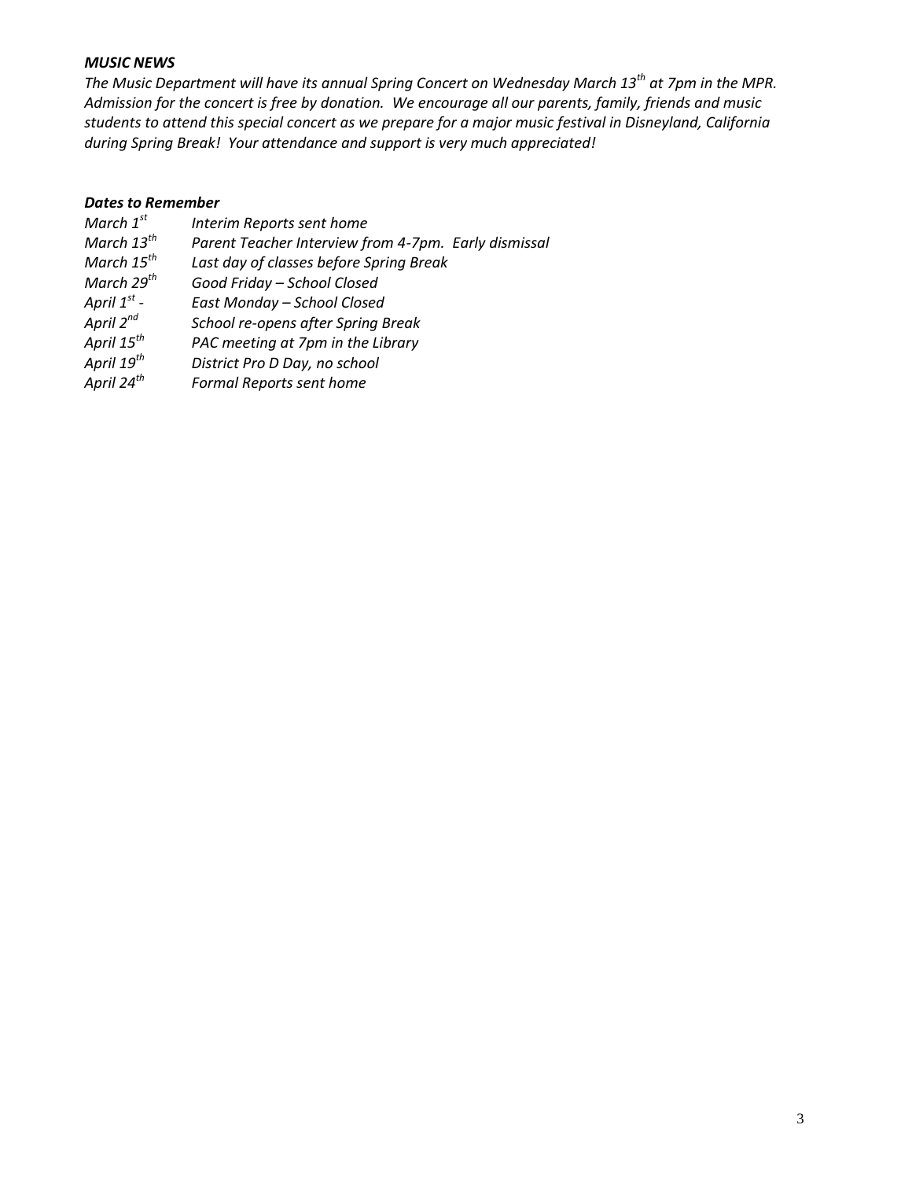***MUSIC NEWS***

*The Music Department will have its annual Spring Concert on Wednesday March 13th at 7pm in the MPR. Admission for the concert is free by donation. We encourage all our parents, family, friends and music students to attend this special concert as we prepare for a major music festival in Disneyland, California during Spring Break! Your attendance and support is very much appreciated!*

***Dates to Remember***

| | |
|---|---|
| *March 1st* | *Interim Reports sent home* |
| *March 13th* | *Parent Teacher Interview from 4-7pm. Early dismissal* |
| *March 15th* | *Last day of classes before Spring Break* |
| *March 29th* | *Good Friday – School Closed* |
| *April 1st -* | *East Monday – School Closed* |
| *April 2nd* | *School re-opens after Spring Break* |
| *April 15th* | *PAC meeting at 7pm in the Library* |
| *April 19th* | *District Pro D Day, no school* |
| *April 24th* | *Formal Reports sent home* |